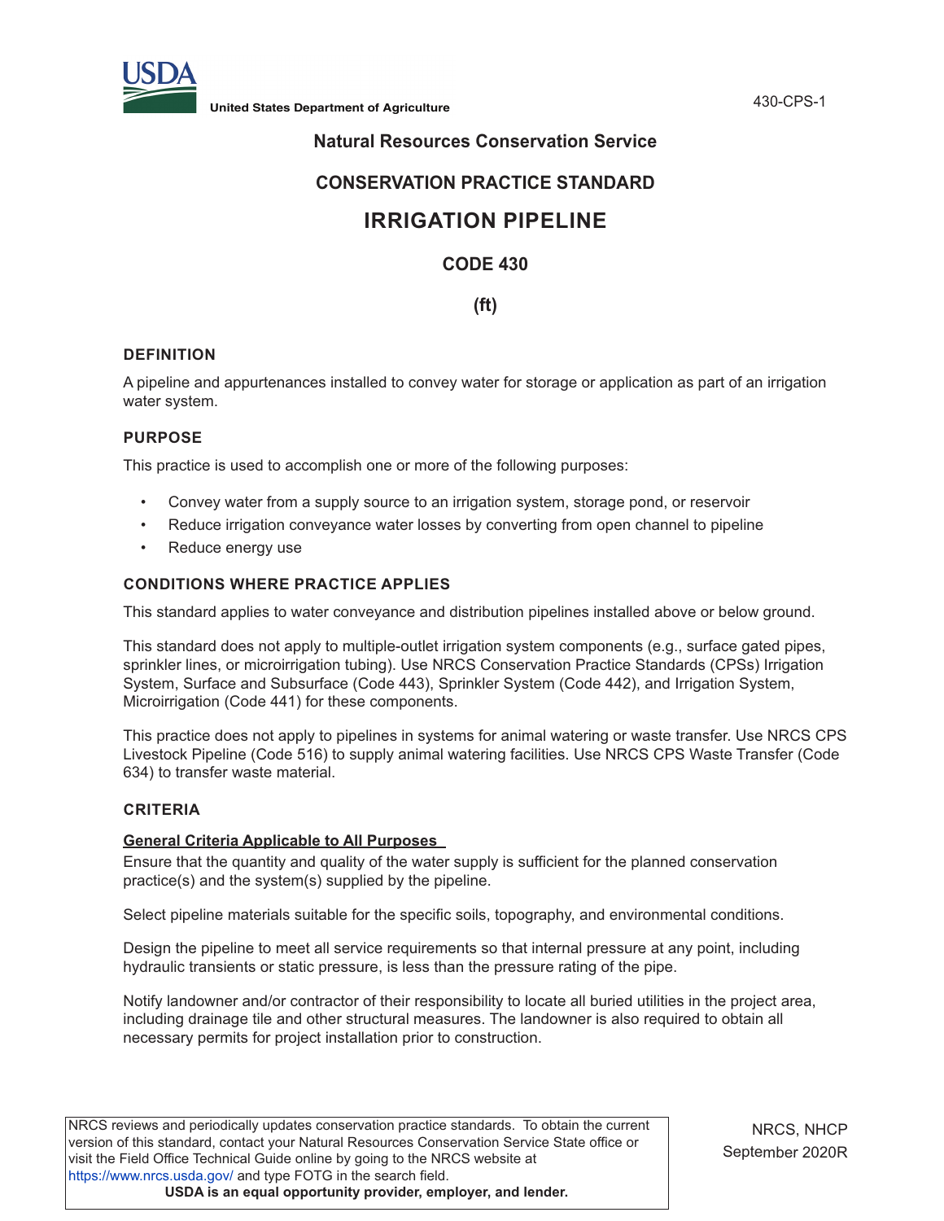United States Department of Agriculture

Natural Resources Conservation Service

## CONSERVATION PRACTICE STANDARD

# IRRIGATION PIPELINE

## CODE 430

**(ft)**

### DEFINITION

A pipeline and appurtenances installed to convey water for storage or application as part of an irrigation water system.

### PURPOSE

This practice is used to accomplish one or more of the following purposes:

- Convey water from a supply source to an irrigation system, storage pond, or reservoir
- Reduce irrigation conveyance water losses by converting from open channel to pipeline
- Reduce energy use

### CONDITIONS WHERE PRACTICE APPLIES

This standard applies to water conveyance and distribution pipelines installed above or below ground.

This standard does not apply to multiple-outlet irrigation system components (e.g., surface gated pipes, sprinkler lines, or microirrigation tubing). Use NRCS Conservation Practice Standards (CPSs) Irrigation System, Surface and Subsurface (Code 443), Sprinkler System (Code 442), and Irrigation System, Microirrigation (Code 441) for these components.

This practice does not apply to pipelines in systems for animal watering or waste transfer. Use NRCS CPS Livestock Pipeline (Code 516) to supply animal watering facilities. Use NRCS CPS Waste Transfer (Code 634) to transfer waste material.

### CRITERIA

**General Criteria Applicable to All Purposes**

Ensure that the quantity and quality of the water supply is sufficient for the planned conservation practice(s) and the system(s) supplied by the pipeline.

Select pipeline materials suitable for the specific soils, topography, and environmental conditions.

Design the pipeline to meet all service requirements so that internal pressure at any point, including hydraulic transients or static pressure, is less than the pressure rating of the pipe.

Notify landowner and/or contractor of their responsibility to locate all buried utilities in the project area, including drainage tile and other structural measures. The landowner is also required to obtain all necessary permits for project installation prior to construction.

NRCS reviews and periodically updates conservation practice standards. To obtain the current version of this standard, contact your Natural Resources Conservation Service State office or visit the Field Office Technical Guide online by going to the NRCS website at https://www.nrcs.usda.gov/ and type FOTG in the search field.

**USDA is an equal opportunity provider, employer, and lender.**

NRCS, NHCP
September 2020R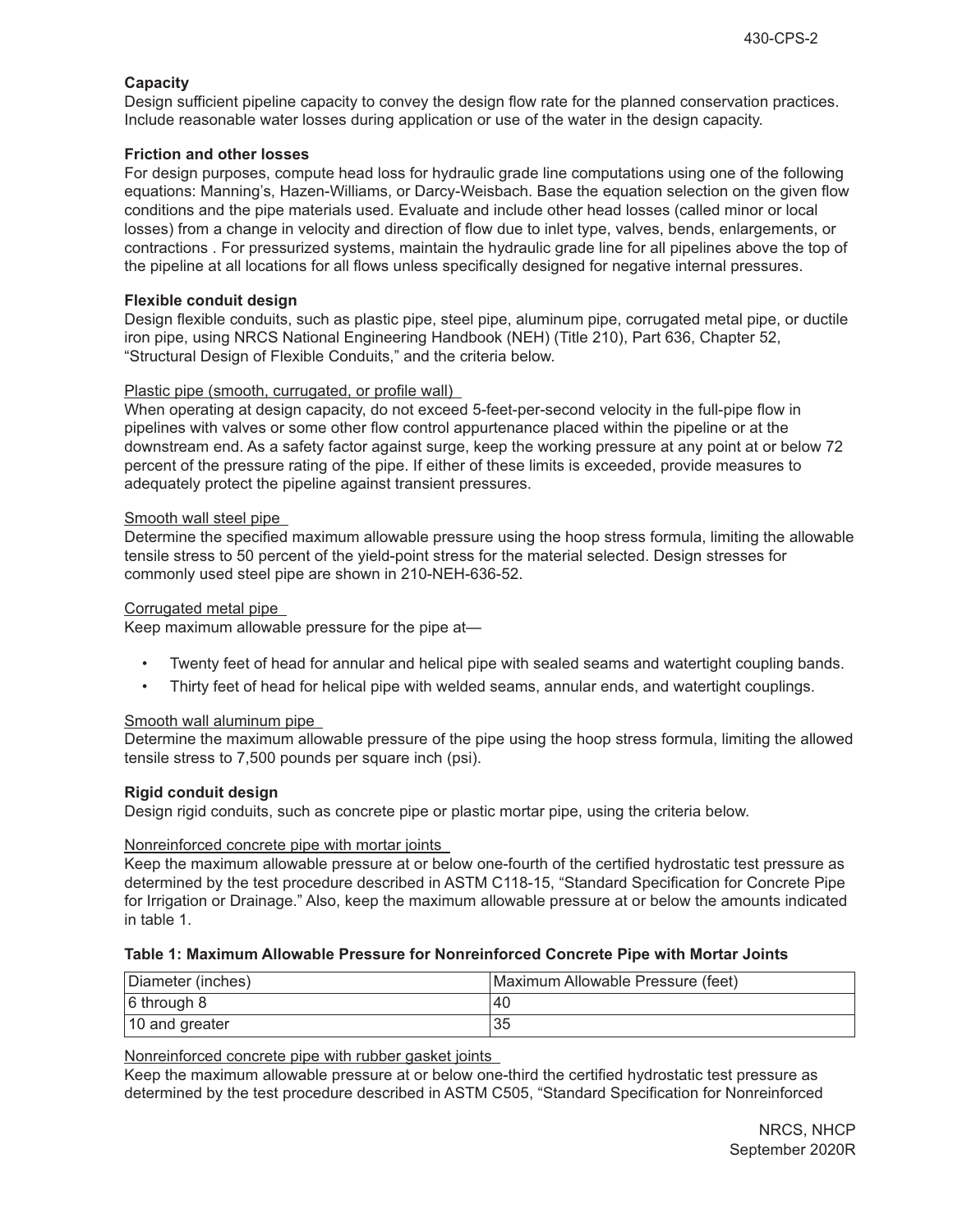**Capacity**

Design sufficient pipeline capacity to convey the design flow rate for the planned conservation practices. Include reasonable water losses during application or use of the water in the design capacity.

**Friction and other losses**

For design purposes, compute head loss for hydraulic grade line computations using one of the following equations: Manning's, Hazen-Williams, or Darcy-Weisbach. Base the equation selection on the given flow conditions and the pipe materials used. Evaluate and include other head losses (called minor or local losses) from a change in velocity and direction of flow due to inlet type, valves, bends, enlargements, or contractions . For pressurized systems, maintain the hydraulic grade line for all pipelines above the top of the pipeline at all locations for all flows unless specifically designed for negative internal pressures.

**Flexible conduit design**

Design flexible conduits, such as plastic pipe, steel pipe, aluminum pipe, corrugated metal pipe, or ductile iron pipe, using NRCS National Engineering Handbook (NEH) (Title 210), Part 636, Chapter 52, "Structural Design of Flexible Conduits," and the criteria below.

Plastic pipe (smooth, currugated, or profile wall)

When operating at design capacity, do not exceed 5-feet-per-second velocity in the full-pipe flow in pipelines with valves or some other flow control appurtenance placed within the pipeline or at the downstream end. As a safety factor against surge, keep the working pressure at any point at or below 72 percent of the pressure rating of the pipe. If either of these limits is exceeded, provide measures to adequately protect the pipeline against transient pressures.

Smooth wall steel pipe

Determine the specified maximum allowable pressure using the hoop stress formula, limiting the allowable tensile stress to 50 percent of the yield-point stress for the material selected. Design stresses for commonly used steel pipe are shown in 210-NEH-636-52.

Corrugated metal pipe

Keep maximum allowable pressure for the pipe at—

- Twenty feet of head for annular and helical pipe with sealed seams and watertight coupling bands.
- Thirty feet of head for helical pipe with welded seams, annular ends, and watertight couplings.

Smooth wall aluminum pipe

Determine the maximum allowable pressure of the pipe using the hoop stress formula, limiting the allowed tensile stress to 7,500 pounds per square inch (psi).

**Rigid conduit design**

Design rigid conduits, such as concrete pipe or plastic mortar pipe, using the criteria below.

Nonreinforced concrete pipe with mortar joints

Keep the maximum allowable pressure at or below one-fourth of the certified hydrostatic test pressure as determined by the test procedure described in ASTM C118-15, "Standard Specification for Concrete Pipe for Irrigation or Drainage." Also, keep the maximum allowable pressure at or below the amounts indicated in table 1.

**Table 1: Maximum Allowable Pressure for Nonreinforced Concrete Pipe with Mortar Joints**

| Diameter (inches) | Maximum Allowable Pressure (feet) |
|---|---|
| 6 through 8 | 40 |
| 10 and greater | 35 |

Nonreinforced concrete pipe with rubber gasket joints

Keep the maximum allowable pressure at or below one-third the certified hydrostatic test pressure as determined by the test procedure described in ASTM C505, "Standard Specification for Nonreinforced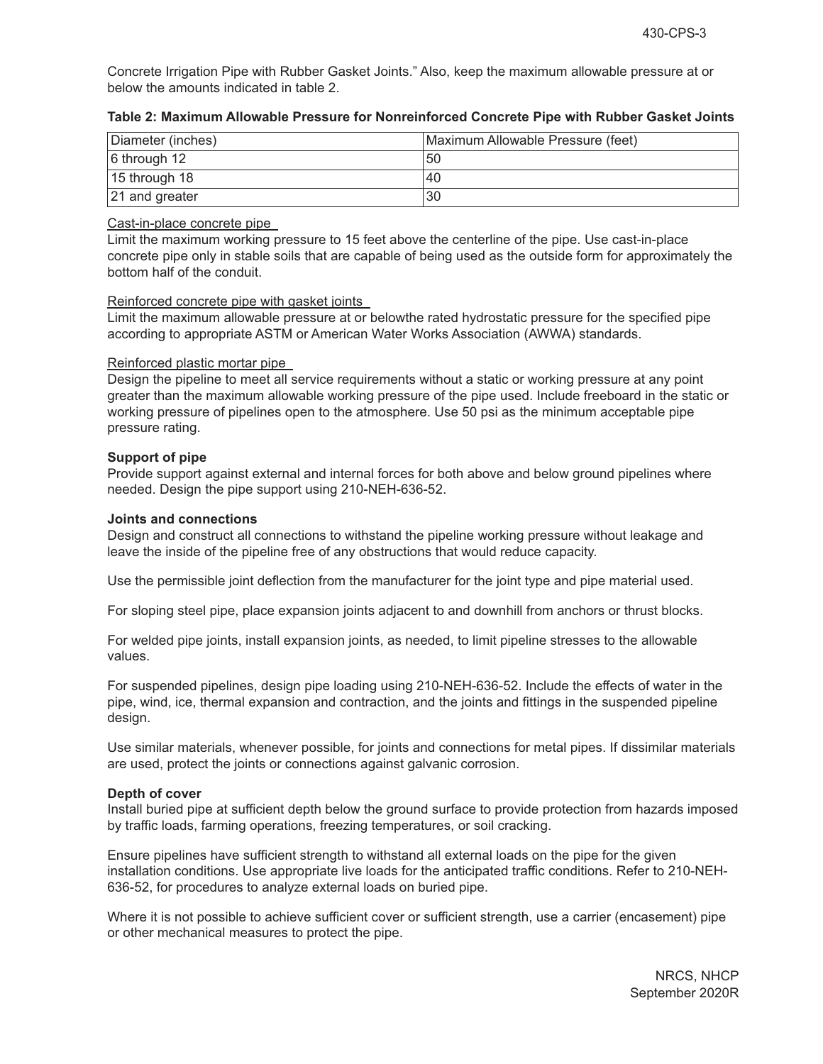Concrete Irrigation Pipe with Rubber Gasket Joints." Also, keep the maximum allowable pressure at or below the amounts indicated in table 2.

**Table 2: Maximum Allowable Pressure for Nonreinforced Concrete Pipe with Rubber Gasket Joints**

| Diameter (inches) | Maximum Allowable Pressure (feet) |
|---|---|
| 6 through 12 | 50 |
| 15 through 18 | 40 |
| 21 and greater | 30 |

Cast-in-place concrete pipe

Limit the maximum working pressure to 15 feet above the centerline of the pipe. Use cast-in-place concrete pipe only in stable soils that are capable of being used as the outside form for approximately the bottom half of the conduit.

Reinforced concrete pipe with gasket joints

Limit the maximum allowable pressure at or belowthe rated hydrostatic pressure for the specified pipe according to appropriate ASTM or American Water Works Association (AWWA) standards.

Reinforced plastic mortar pipe

Design the pipeline to meet all service requirements without a static or working pressure at any point greater than the maximum allowable working pressure of the pipe used. Include freeboard in the static or working pressure of pipelines open to the atmosphere. Use 50 psi as the minimum acceptable pipe pressure rating.

**Support of pipe**

Provide support against external and internal forces for both above and below ground pipelines where needed. Design the pipe support using 210-NEH-636-52.

**Joints and connections**

Design and construct all connections to withstand the pipeline working pressure without leakage and leave the inside of the pipeline free of any obstructions that would reduce capacity.

Use the permissible joint deflection from the manufacturer for the joint type and pipe material used.

For sloping steel pipe, place expansion joints adjacent to and downhill from anchors or thrust blocks.

For welded pipe joints, install expansion joints, as needed, to limit pipeline stresses to the allowable values.

For suspended pipelines, design pipe loading using 210-NEH-636-52. Include the effects of water in the pipe, wind, ice, thermal expansion and contraction, and the joints and fittings in the suspended pipeline design.

Use similar materials, whenever possible, for joints and connections for metal pipes. If dissimilar materials are used, protect the joints or connections against galvanic corrosion.

**Depth of cover**

Install buried pipe at sufficient depth below the ground surface to provide protection from hazards imposed by traffic loads, farming operations, freezing temperatures, or soil cracking.

Ensure pipelines have sufficient strength to withstand all external loads on the pipe for the given installation conditions. Use appropriate live loads for the anticipated traffic conditions. Refer to 210-NEH-636-52, for procedures to analyze external loads on buried pipe.

Where it is not possible to achieve sufficient cover or sufficient strength, use a carrier (encasement) pipe or other mechanical measures to protect the pipe.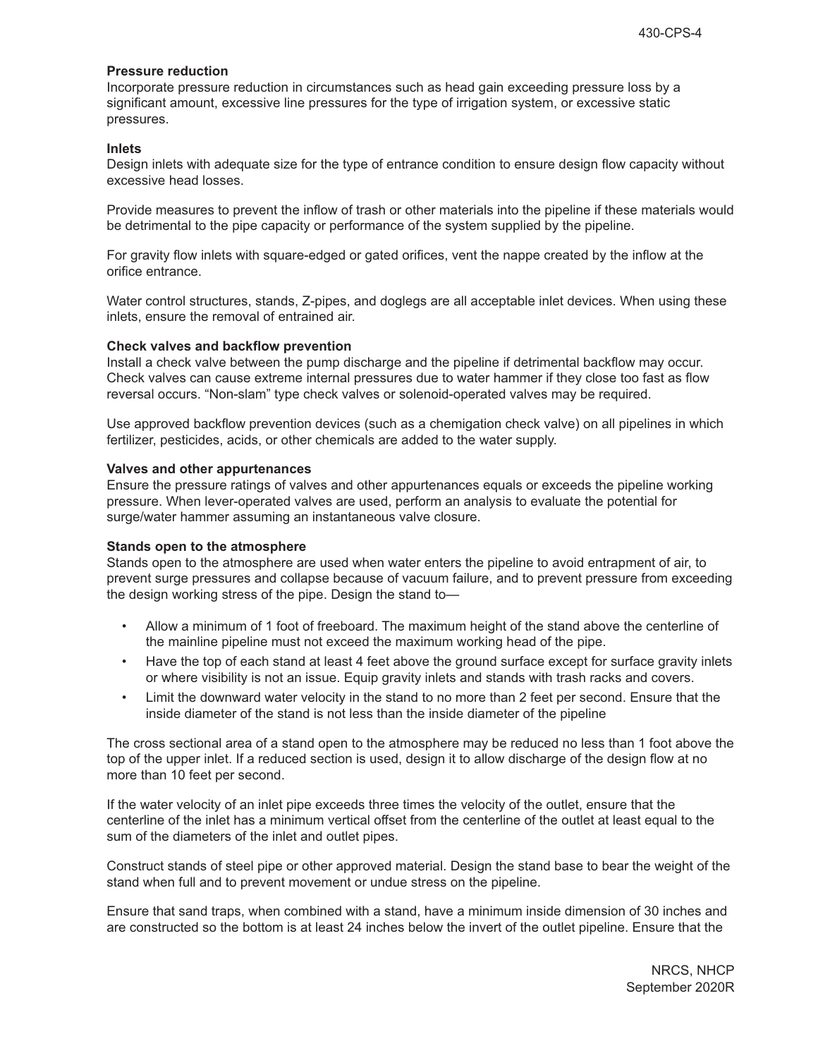**Pressure reduction**

Incorporate pressure reduction in circumstances such as head gain exceeding pressure loss by a significant amount, excessive line pressures for the type of irrigation system, or excessive static pressures.

**Inlets**

Design inlets with adequate size for the type of entrance condition to ensure design flow capacity without excessive head losses.

Provide measures to prevent the inflow of trash or other materials into the pipeline if these materials would be detrimental to the pipe capacity or performance of the system supplied by the pipeline.

For gravity flow inlets with square-edged or gated orifices, vent the nappe created by the inflow at the orifice entrance.

Water control structures, stands, Z-pipes, and doglegs are all acceptable inlet devices. When using these inlets, ensure the removal of entrained air.

**Check valves and backflow prevention**

Install a check valve between the pump discharge and the pipeline if detrimental backflow may occur. Check valves can cause extreme internal pressures due to water hammer if they close too fast as flow reversal occurs. "Non-slam" type check valves or solenoid-operated valves may be required.

Use approved backflow prevention devices (such as a chemigation check valve) on all pipelines in which fertilizer, pesticides, acids, or other chemicals are added to the water supply.

**Valves and other appurtenances**

Ensure the pressure ratings of valves and other appurtenances equals or exceeds the pipeline working pressure. When lever-operated valves are used, perform an analysis to evaluate the potential for surge/water hammer assuming an instantaneous valve closure.

**Stands open to the atmosphere**

Stands open to the atmosphere are used when water enters the pipeline to avoid entrapment of air, to prevent surge pressures and collapse because of vacuum failure, and to prevent pressure from exceeding the design working stress of the pipe. Design the stand to—

- Allow a minimum of 1 foot of freeboard. The maximum height of the stand above the centerline of the mainline pipeline must not exceed the maximum working head of the pipe.
- Have the top of each stand at least 4 feet above the ground surface except for surface gravity inlets or where visibility is not an issue. Equip gravity inlets and stands with trash racks and covers.
- Limit the downward water velocity in the stand to no more than 2 feet per second. Ensure that the inside diameter of the stand is not less than the inside diameter of the pipeline

The cross sectional area of a stand open to the atmosphere may be reduced no less than 1 foot above the top of the upper inlet. If a reduced section is used, design it to allow discharge of the design flow at no more than 10 feet per second.

If the water velocity of an inlet pipe exceeds three times the velocity of the outlet, ensure that the centerline of the inlet has a minimum vertical offset from the centerline of the outlet at least equal to the sum of the diameters of the inlet and outlet pipes.

Construct stands of steel pipe or other approved material. Design the stand base to bear the weight of the stand when full and to prevent movement or undue stress on the pipeline.

Ensure that sand traps, when combined with a stand, have a minimum inside dimension of 30 inches and are constructed so the bottom is at least 24 inches below the invert of the outlet pipeline. Ensure that the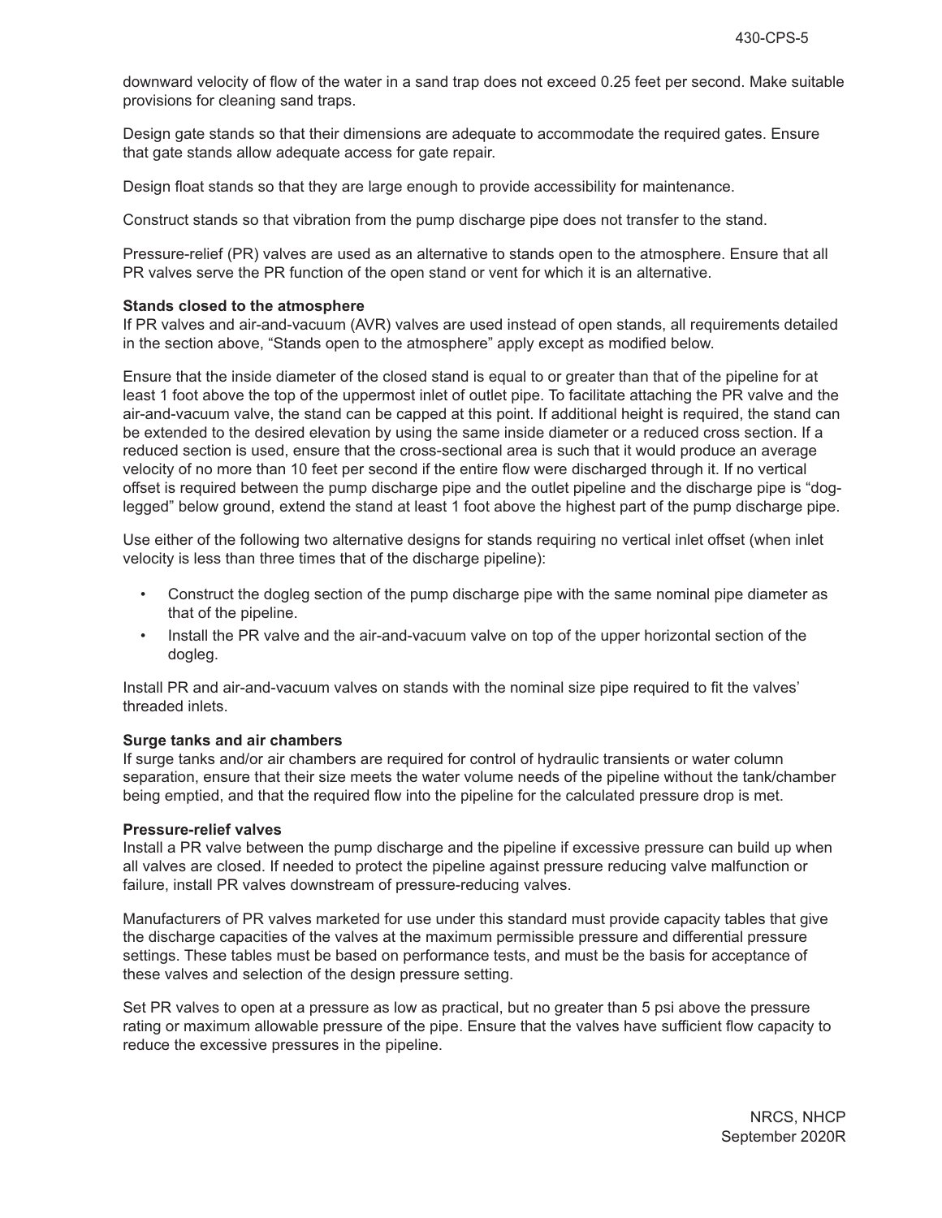downward velocity of flow of the water in a sand trap does not exceed 0.25 feet per second. Make suitable provisions for cleaning sand traps.

Design gate stands so that their dimensions are adequate to accommodate the required gates. Ensure that gate stands allow adequate access for gate repair.

Design float stands so that they are large enough to provide accessibility for maintenance.

Construct stands so that vibration from the pump discharge pipe does not transfer to the stand.

Pressure-relief (PR) valves are used as an alternative to stands open to the atmosphere. Ensure that all PR valves serve the PR function of the open stand or vent for which it is an alternative.

**Stands closed to the atmosphere**

If PR valves and air-and-vacuum (AVR) valves are used instead of open stands, all requirements detailed in the section above, "Stands open to the atmosphere" apply except as modified below.

Ensure that the inside diameter of the closed stand is equal to or greater than that of the pipeline for at least 1 foot above the top of the uppermost inlet of outlet pipe. To facilitate attaching the PR valve and the air-and-vacuum valve, the stand can be capped at this point. If additional height is required, the stand can be extended to the desired elevation by using the same inside diameter or a reduced cross section. If a reduced section is used, ensure that the cross-sectional area is such that it would produce an average velocity of no more than 10 feet per second if the entire flow were discharged through it. If no vertical offset is required between the pump discharge pipe and the outlet pipeline and the discharge pipe is "dog-legged" below ground, extend the stand at least 1 foot above the highest part of the pump discharge pipe.

Use either of the following two alternative designs for stands requiring no vertical inlet offset (when inlet velocity is less than three times that of the discharge pipeline):

- Construct the dogleg section of the pump discharge pipe with the same nominal pipe diameter as that of the pipeline.
- Install the PR valve and the air-and-vacuum valve on top of the upper horizontal section of the dogleg.

Install PR and air-and-vacuum valves on stands with the nominal size pipe required to fit the valves' threaded inlets.

**Surge tanks and air chambers**

If surge tanks and/or air chambers are required for control of hydraulic transients or water column separation, ensure that their size meets the water volume needs of the pipeline without the tank/chamber being emptied, and that the required flow into the pipeline for the calculated pressure drop is met.

**Pressure-relief valves**

Install a PR valve between the pump discharge and the pipeline if excessive pressure can build up when all valves are closed. If needed to protect the pipeline against pressure reducing valve malfunction or failure, install PR valves downstream of pressure-reducing valves.

Manufacturers of PR valves marketed for use under this standard must provide capacity tables that give the discharge capacities of the valves at the maximum permissible pressure and differential pressure settings. These tables must be based on performance tests, and must be the basis for acceptance of these valves and selection of the design pressure setting.

Set PR valves to open at a pressure as low as practical, but no greater than 5 psi above the pressure rating or maximum allowable pressure of the pipe. Ensure that the valves have sufficient flow capacity to reduce the excessive pressures in the pipeline.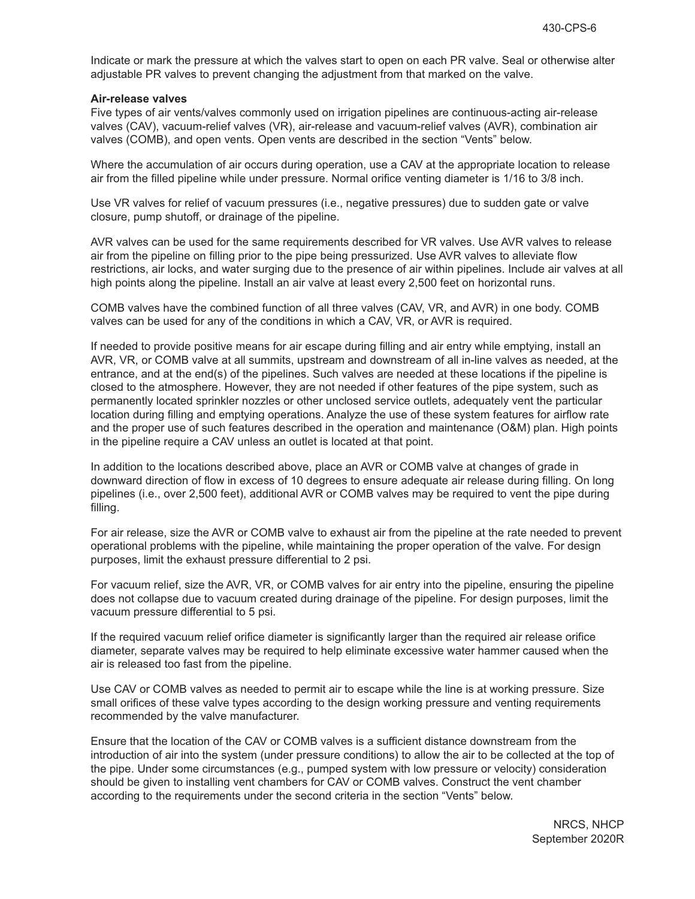Indicate or mark the pressure at which the valves start to open on each PR valve. Seal or otherwise alter adjustable PR valves to prevent changing the adjustment from that marked on the valve.

**Air-release valves**

Five types of air vents/valves commonly used on irrigation pipelines are continuous-acting air-release valves (CAV), vacuum-relief valves (VR), air-release and vacuum-relief valves (AVR), combination air valves (COMB), and open vents. Open vents are described in the section "Vents" below.

Where the accumulation of air occurs during operation, use a CAV at the appropriate location to release air from the filled pipeline while under pressure. Normal orifice venting diameter is 1/16 to 3/8 inch.

Use VR valves for relief of vacuum pressures (i.e., negative pressures) due to sudden gate or valve closure, pump shutoff, or drainage of the pipeline.

AVR valves can be used for the same requirements described for VR valves. Use AVR valves to release air from the pipeline on filling prior to the pipe being pressurized. Use AVR valves to alleviate flow restrictions, air locks, and water surging due to the presence of air within pipelines. Include air valves at all high points along the pipeline. Install an air valve at least every 2,500 feet on horizontal runs.

COMB valves have the combined function of all three valves (CAV, VR, and AVR) in one body. COMB valves can be used for any of the conditions in which a CAV, VR, or AVR is required.

If needed to provide positive means for air escape during filling and air entry while emptying, install an AVR, VR, or COMB valve at all summits, upstream and downstream of all in-line valves as needed, at the entrance, and at the end(s) of the pipelines. Such valves are needed at these locations if the pipeline is closed to the atmosphere. However, they are not needed if other features of the pipe system, such as permanently located sprinkler nozzles or other unclosed service outlets, adequately vent the particular location during filling and emptying operations. Analyze the use of these system features for airflow rate and the proper use of such features described in the operation and maintenance (O&M) plan. High points in the pipeline require a CAV unless an outlet is located at that point.

In addition to the locations described above, place an AVR or COMB valve at changes of grade in downward direction of flow in excess of 10 degrees to ensure adequate air release during filling. On long pipelines (i.e., over 2,500 feet), additional AVR or COMB valves may be required to vent the pipe during filling.

For air release, size the AVR or COMB valve to exhaust air from the pipeline at the rate needed to prevent operational problems with the pipeline, while maintaining the proper operation of the valve. For design purposes, limit the exhaust pressure differential to 2 psi.

For vacuum relief, size the AVR, VR, or COMB valves for air entry into the pipeline, ensuring the pipeline does not collapse due to vacuum created during drainage of the pipeline. For design purposes, limit the vacuum pressure differential to 5 psi.

If the required vacuum relief orifice diameter is significantly larger than the required air release orifice diameter, separate valves may be required to help eliminate excessive water hammer caused when the air is released too fast from the pipeline.

Use CAV or COMB valves as needed to permit air to escape while the line is at working pressure. Size small orifices of these valve types according to the design working pressure and venting requirements recommended by the valve manufacturer.

Ensure that the location of the CAV or COMB valves is a sufficient distance downstream from the introduction of air into the system (under pressure conditions) to allow the air to be collected at the top of the pipe. Under some circumstances (e.g., pumped system with low pressure or velocity) consideration should be given to installing vent chambers for CAV or COMB valves. Construct the vent chamber according to the requirements under the second criteria in the section "Vents" below.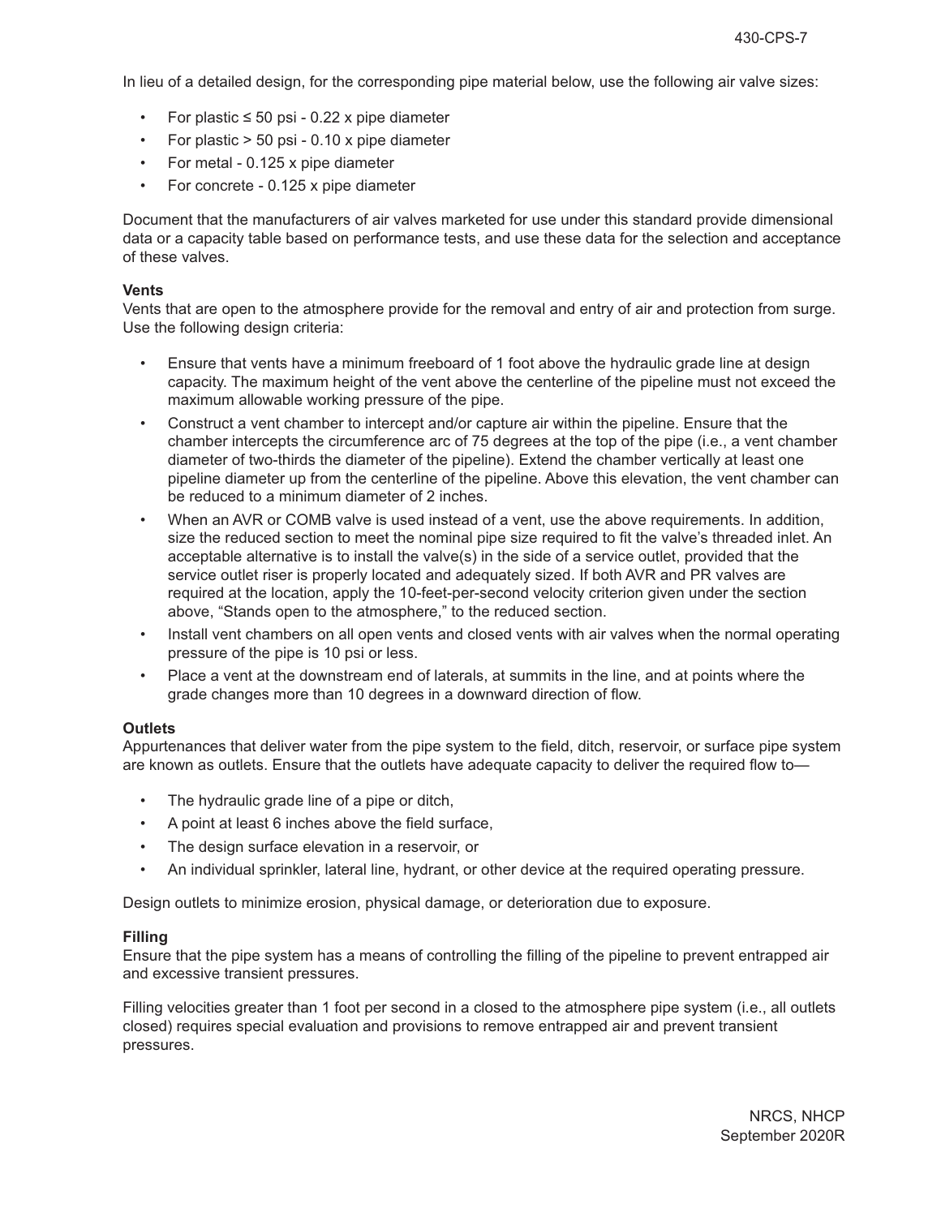In lieu of a detailed design, for the corresponding pipe material below, use the following air valve sizes:

- For plastic ≤ 50 psi - 0.22 x pipe diameter
- For plastic > 50 psi - 0.10 x pipe diameter
- For metal - 0.125 x pipe diameter
- For concrete - 0.125 x pipe diameter

Document that the manufacturers of air valves marketed for use under this standard provide dimensional data or a capacity table based on performance tests, and use these data for the selection and acceptance of these valves.

**Vents**

Vents that are open to the atmosphere provide for the removal and entry of air and protection from surge. Use the following design criteria:

- Ensure that vents have a minimum freeboard of 1 foot above the hydraulic grade line at design capacity. The maximum height of the vent above the centerline of the pipeline must not exceed the maximum allowable working pressure of the pipe.
- Construct a vent chamber to intercept and/or capture air within the pipeline. Ensure that the chamber intercepts the circumference arc of 75 degrees at the top of the pipe (i.e., a vent chamber diameter of two-thirds the diameter of the pipeline). Extend the chamber vertically at least one pipeline diameter up from the centerline of the pipeline. Above this elevation, the vent chamber can be reduced to a minimum diameter of 2 inches.
- When an AVR or COMB valve is used instead of a vent, use the above requirements. In addition, size the reduced section to meet the nominal pipe size required to fit the valve's threaded inlet. An acceptable alternative is to install the valve(s) in the side of a service outlet, provided that the service outlet riser is properly located and adequately sized. If both AVR and PR valves are required at the location, apply the 10-feet-per-second velocity criterion given under the section above, "Stands open to the atmosphere," to the reduced section.
- Install vent chambers on all open vents and closed vents with air valves when the normal operating pressure of the pipe is 10 psi or less.
- Place a vent at the downstream end of laterals, at summits in the line, and at points where the grade changes more than 10 degrees in a downward direction of flow.

**Outlets**

Appurtenances that deliver water from the pipe system to the field, ditch, reservoir, or surface pipe system are known as outlets. Ensure that the outlets have adequate capacity to deliver the required flow to—

- The hydraulic grade line of a pipe or ditch,
- A point at least 6 inches above the field surface,
- The design surface elevation in a reservoir, or
- An individual sprinkler, lateral line, hydrant, or other device at the required operating pressure.

Design outlets to minimize erosion, physical damage, or deterioration due to exposure.

**Filling**

Ensure that the pipe system has a means of controlling the filling of the pipeline to prevent entrapped air and excessive transient pressures.

Filling velocities greater than 1 foot per second in a closed to the atmosphere pipe system (i.e., all outlets closed) requires special evaluation and provisions to remove entrapped air and prevent transient pressures.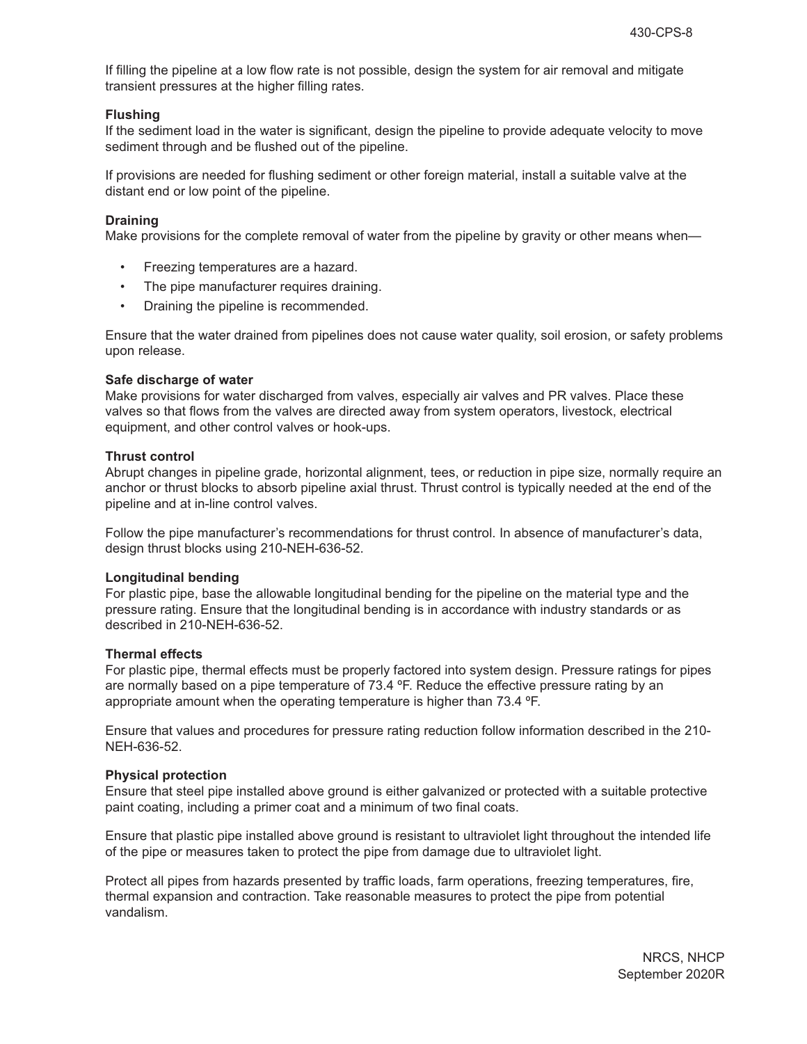If filling the pipeline at a low flow rate is not possible, design the system for air removal and mitigate transient pressures at the higher filling rates.

**Flushing**

If the sediment load in the water is significant, design the pipeline to provide adequate velocity to move sediment through and be flushed out of the pipeline.

If provisions are needed for flushing sediment or other foreign material, install a suitable valve at the distant end or low point of the pipeline.

**Draining**

Make provisions for the complete removal of water from the pipeline by gravity or other means when—

- Freezing temperatures are a hazard.
- The pipe manufacturer requires draining.
- Draining the pipeline is recommended.

Ensure that the water drained from pipelines does not cause water quality, soil erosion, or safety problems upon release.

**Safe discharge of water**

Make provisions for water discharged from valves, especially air valves and PR valves. Place these valves so that flows from the valves are directed away from system operators, livestock, electrical equipment, and other control valves or hook-ups.

**Thrust control**

Abrupt changes in pipeline grade, horizontal alignment, tees, or reduction in pipe size, normally require an anchor or thrust blocks to absorb pipeline axial thrust. Thrust control is typically needed at the end of the pipeline and at in-line control valves.

Follow the pipe manufacturer's recommendations for thrust control. In absence of manufacturer's data, design thrust blocks using 210-NEH-636-52.

**Longitudinal bending**

For plastic pipe, base the allowable longitudinal bending for the pipeline on the material type and the pressure rating. Ensure that the longitudinal bending is in accordance with industry standards or as described in 210-NEH-636-52.

**Thermal effects**

For plastic pipe, thermal effects must be properly factored into system design. Pressure ratings for pipes are normally based on a pipe temperature of 73.4 ºF. Reduce the effective pressure rating by an appropriate amount when the operating temperature is higher than 73.4 ºF.

Ensure that values and procedures for pressure rating reduction follow information described in the 210-NEH-636-52.

**Physical protection**

Ensure that steel pipe installed above ground is either galvanized or protected with a suitable protective paint coating, including a primer coat and a minimum of two final coats.

Ensure that plastic pipe installed above ground is resistant to ultraviolet light throughout the intended life of the pipe or measures taken to protect the pipe from damage due to ultraviolet light.

Protect all pipes from hazards presented by traffic loads, farm operations, freezing temperatures, fire, thermal expansion and contraction. Take reasonable measures to protect the pipe from potential vandalism.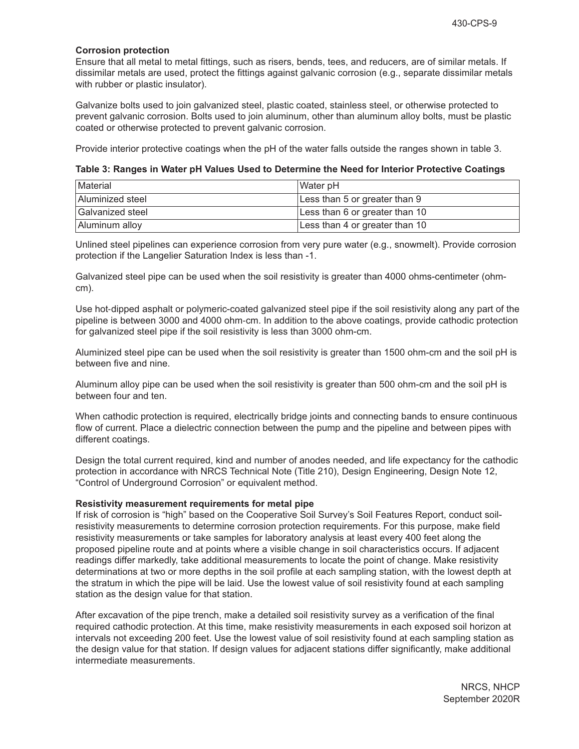**Corrosion protection**

Ensure that all metal to metal fittings, such as risers, bends, tees, and reducers, are of similar metals. If dissimilar metals are used, protect the fittings against galvanic corrosion (e.g., separate dissimilar metals with rubber or plastic insulator).

Galvanize bolts used to join galvanized steel, plastic coated, stainless steel, or otherwise protected to prevent galvanic corrosion. Bolts used to join aluminum, other than aluminum alloy bolts, must be plastic coated or otherwise protected to prevent galvanic corrosion.

Provide interior protective coatings when the pH of the water falls outside the ranges shown in table 3.

**Table 3: Ranges in Water pH Values Used to Determine the Need for Interior Protective Coatings**

| Material | Water pH |
|---|---|
| Aluminized steel | Less than 5 or greater than 9 |
| Galvanized steel | Less than 6 or greater than 10 |
| Aluminum alloy | Less than 4 or greater than 10 |

Unlined steel pipelines can experience corrosion from very pure water (e.g., snowmelt). Provide corrosion protection if the Langelier Saturation Index is less than -1.

Galvanized steel pipe can be used when the soil resistivity is greater than 4000 ohms-centimeter (ohm-cm).

Use hot-dipped asphalt or polymeric-coated galvanized steel pipe if the soil resistivity along any part of the pipeline is between 3000 and 4000 ohm-cm. In addition to the above coatings, provide cathodic protection for galvanized steel pipe if the soil resistivity is less than 3000 ohm-cm.

Aluminized steel pipe can be used when the soil resistivity is greater than 1500 ohm-cm and the soil pH is between five and nine.

Aluminum alloy pipe can be used when the soil resistivity is greater than 500 ohm-cm and the soil pH is between four and ten.

When cathodic protection is required, electrically bridge joints and connecting bands to ensure continuous flow of current. Place a dielectric connection between the pump and the pipeline and between pipes with different coatings.

Design the total current required, kind and number of anodes needed, and life expectancy for the cathodic protection in accordance with NRCS Technical Note (Title 210), Design Engineering, Design Note 12, "Control of Underground Corrosion" or equivalent method.

**Resistivity measurement requirements for metal pipe**

If risk of corrosion is "high" based on the Cooperative Soil Survey's Soil Features Report, conduct soil-resistivity measurements to determine corrosion protection requirements. For this purpose, make field resistivity measurements or take samples for laboratory analysis at least every 400 feet along the proposed pipeline route and at points where a visible change in soil characteristics occurs. If adjacent readings differ markedly, take additional measurements to locate the point of change. Make resistivity determinations at two or more depths in the soil profile at each sampling station, with the lowest depth at the stratum in which the pipe will be laid. Use the lowest value of soil resistivity found at each sampling station as the design value for that station.

After excavation of the pipe trench, make a detailed soil resistivity survey as a verification of the final required cathodic protection. At this time, make resistivity measurements in each exposed soil horizon at intervals not exceeding 200 feet. Use the lowest value of soil resistivity found at each sampling station as the design value for that station. If design values for adjacent stations differ significantly, make additional intermediate measurements.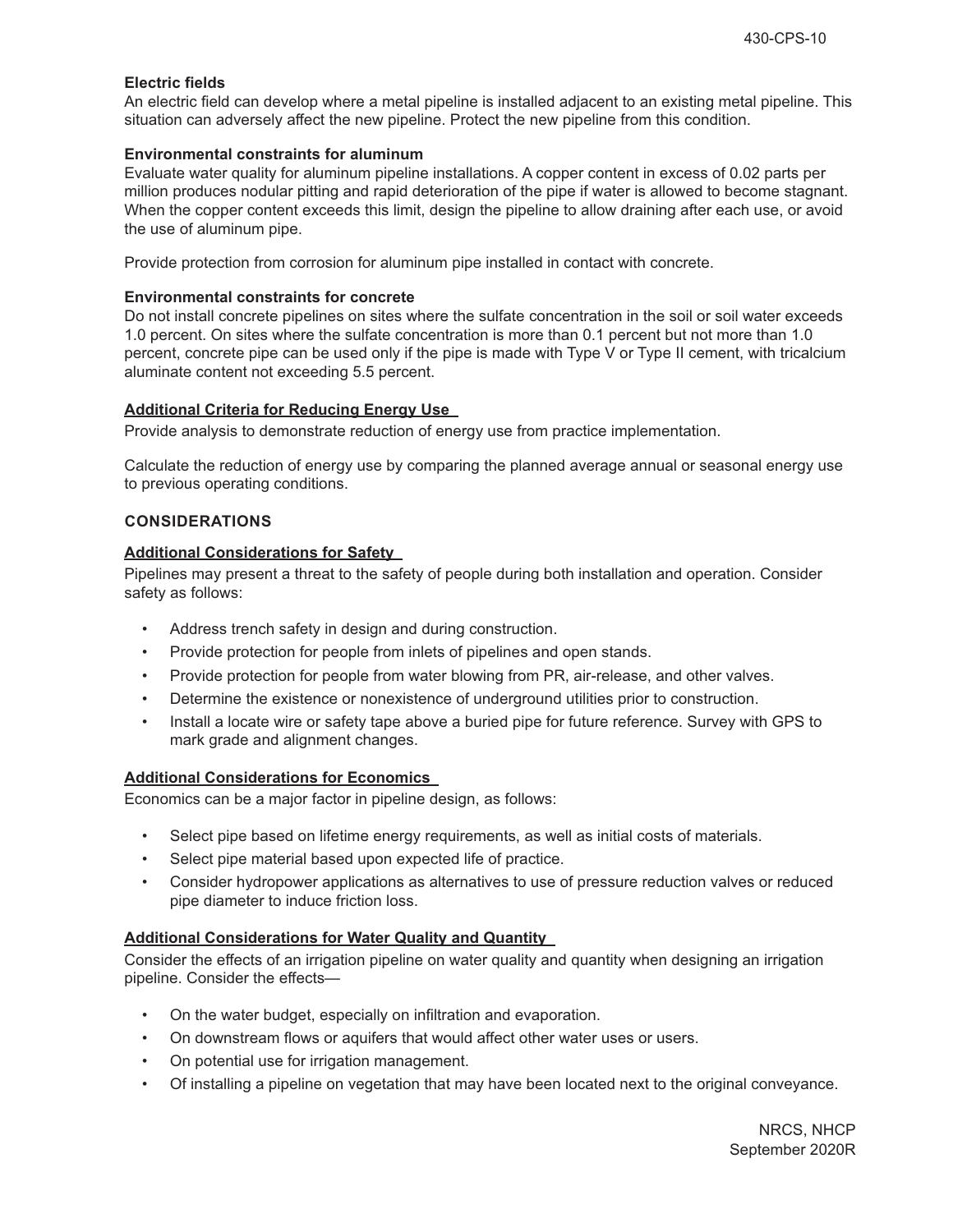**Electric fields**

An electric field can develop where a metal pipeline is installed adjacent to an existing metal pipeline. This situation can adversely affect the new pipeline. Protect the new pipeline from this condition.

**Environmental constraints for aluminum**

Evaluate water quality for aluminum pipeline installations. A copper content in excess of 0.02 parts per million produces nodular pitting and rapid deterioration of the pipe if water is allowed to become stagnant. When the copper content exceeds this limit, design the pipeline to allow draining after each use, or avoid the use of aluminum pipe.

Provide protection from corrosion for aluminum pipe installed in contact with concrete.

**Environmental constraints for concrete**

Do not install concrete pipelines on sites where the sulfate concentration in the soil or soil water exceeds 1.0 percent. On sites where the sulfate concentration is more than 0.1 percent but not more than 1.0 percent, concrete pipe can be used only if the pipe is made with Type V or Type II cement, with tricalcium aluminate content not exceeding 5.5 percent.

### Additional Criteria for Reducing Energy Use

Provide analysis to demonstrate reduction of energy use from practice implementation.

Calculate the reduction of energy use by comparing the planned average annual or seasonal energy use to previous operating conditions.

## CONSIDERATIONS

### Additional Considerations for Safety

Pipelines may present a threat to the safety of people during both installation and operation. Consider safety as follows:

- Address trench safety in design and during construction.
- Provide protection for people from inlets of pipelines and open stands.
- Provide protection for people from water blowing from PR, air-release, and other valves.
- Determine the existence or nonexistence of underground utilities prior to construction.
- Install a locate wire or safety tape above a buried pipe for future reference. Survey with GPS to mark grade and alignment changes.

### Additional Considerations for Economics

Economics can be a major factor in pipeline design, as follows:

- Select pipe based on lifetime energy requirements, as well as initial costs of materials.
- Select pipe material based upon expected life of practice.
- Consider hydropower applications as alternatives to use of pressure reduction valves or reduced pipe diameter to induce friction loss.

### Additional Considerations for Water Quality and Quantity

Consider the effects of an irrigation pipeline on water quality and quantity when designing an irrigation pipeline. Consider the effects—

- On the water budget, especially on infiltration and evaporation.
- On downstream flows or aquifers that would affect other water uses or users.
- On potential use for irrigation management.
- Of installing a pipeline on vegetation that may have been located next to the original conveyance.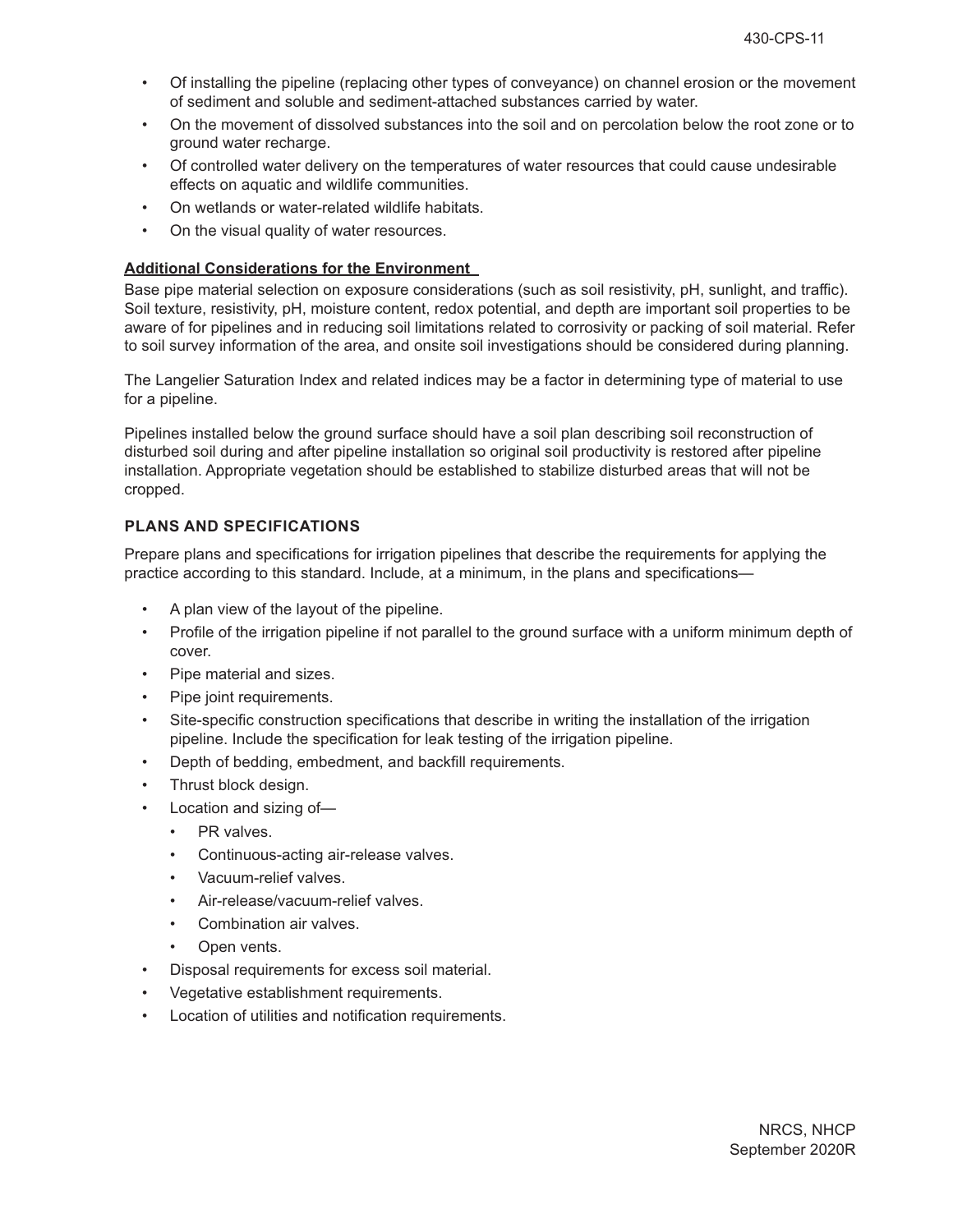- Of installing the pipeline (replacing other types of conveyance) on channel erosion or the movement of sediment and soluble and sediment-attached substances carried by water.
- On the movement of dissolved substances into the soil and on percolation below the root zone or to ground water recharge.
- Of controlled water delivery on the temperatures of water resources that could cause undesirable effects on aquatic and wildlife communities.
- On wetlands or water-related wildlife habitats.
- On the visual quality of water resources.

**Additional Considerations for the Environment**

Base pipe material selection on exposure considerations (such as soil resistivity, pH, sunlight, and traffic). Soil texture, resistivity, pH, moisture content, redox potential, and depth are important soil properties to be aware of for pipelines and in reducing soil limitations related to corrosivity or packing of soil material. Refer to soil survey information of the area, and onsite soil investigations should be considered during planning.

The Langelier Saturation Index and related indices may be a factor in determining type of material to use for a pipeline.

Pipelines installed below the ground surface should have a soil plan describing soil reconstruction of disturbed soil during and after pipeline installation so original soil productivity is restored after pipeline installation. Appropriate vegetation should be established to stabilize disturbed areas that will not be cropped.

## PLANS AND SPECIFICATIONS

Prepare plans and specifications for irrigation pipelines that describe the requirements for applying the practice according to this standard. Include, at a minimum, in the plans and specifications—

- A plan view of the layout of the pipeline.
- Profile of the irrigation pipeline if not parallel to the ground surface with a uniform minimum depth of cover.
- Pipe material and sizes.
- Pipe joint requirements.
- Site-specific construction specifications that describe in writing the installation of the irrigation pipeline. Include the specification for leak testing of the irrigation pipeline.
- Depth of bedding, embedment, and backfill requirements.
- Thrust block design.
- Location and sizing of—
  - PR valves.
  - Continuous-acting air-release valves.
  - Vacuum-relief valves.
  - Air-release/vacuum-relief valves.
  - Combination air valves.
  - Open vents.
- Disposal requirements for excess soil material.
- Vegetative establishment requirements.
- Location of utilities and notification requirements.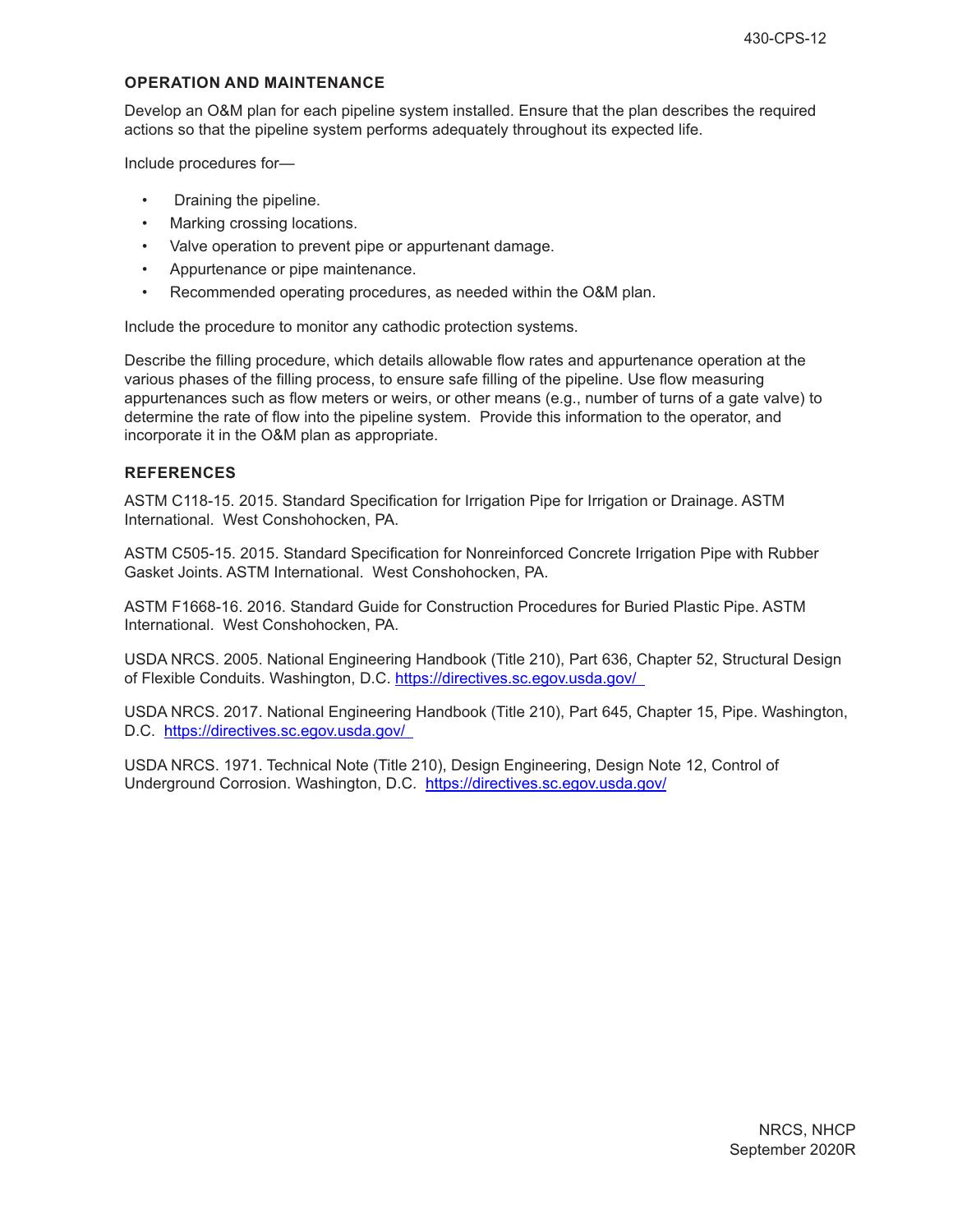## OPERATION AND MAINTENANCE

Develop an O&M plan for each pipeline system installed. Ensure that the plan describes the required actions so that the pipeline system performs adequately throughout its expected life.

Include procedures for—

- Draining the pipeline.
- Marking crossing locations.
- Valve operation to prevent pipe or appurtenant damage.
- Appurtenance or pipe maintenance.
- Recommended operating procedures, as needed within the O&M plan.

Include the procedure to monitor any cathodic protection systems.

Describe the filling procedure, which details allowable flow rates and appurtenance operation at the various phases of the filling process, to ensure safe filling of the pipeline. Use flow measuring appurtenances such as flow meters or weirs, or other means (e.g., number of turns of a gate valve) to determine the rate of flow into the pipeline system. Provide this information to the operator, and incorporate it in the O&M plan as appropriate.

## REFERENCES

ASTM C118-15. 2015. Standard Specification for Irrigation Pipe for Irrigation or Drainage. ASTM International. West Conshohocken, PA.

ASTM C505-15. 2015. Standard Specification for Nonreinforced Concrete Irrigation Pipe with Rubber Gasket Joints. ASTM International. West Conshohocken, PA.

ASTM F1668-16. 2016. Standard Guide for Construction Procedures for Buried Plastic Pipe. ASTM International. West Conshohocken, PA.

USDA NRCS. 2005. National Engineering Handbook (Title 210), Part 636, Chapter 52, Structural Design of Flexible Conduits. Washington, D.C. https://directives.sc.egov.usda.gov/

USDA NRCS. 2017. National Engineering Handbook (Title 210), Part 645, Chapter 15, Pipe. Washington, D.C. https://directives.sc.egov.usda.gov/

USDA NRCS. 1971. Technical Note (Title 210), Design Engineering, Design Note 12, Control of Underground Corrosion. Washington, D.C. https://directives.sc.egov.usda.gov/